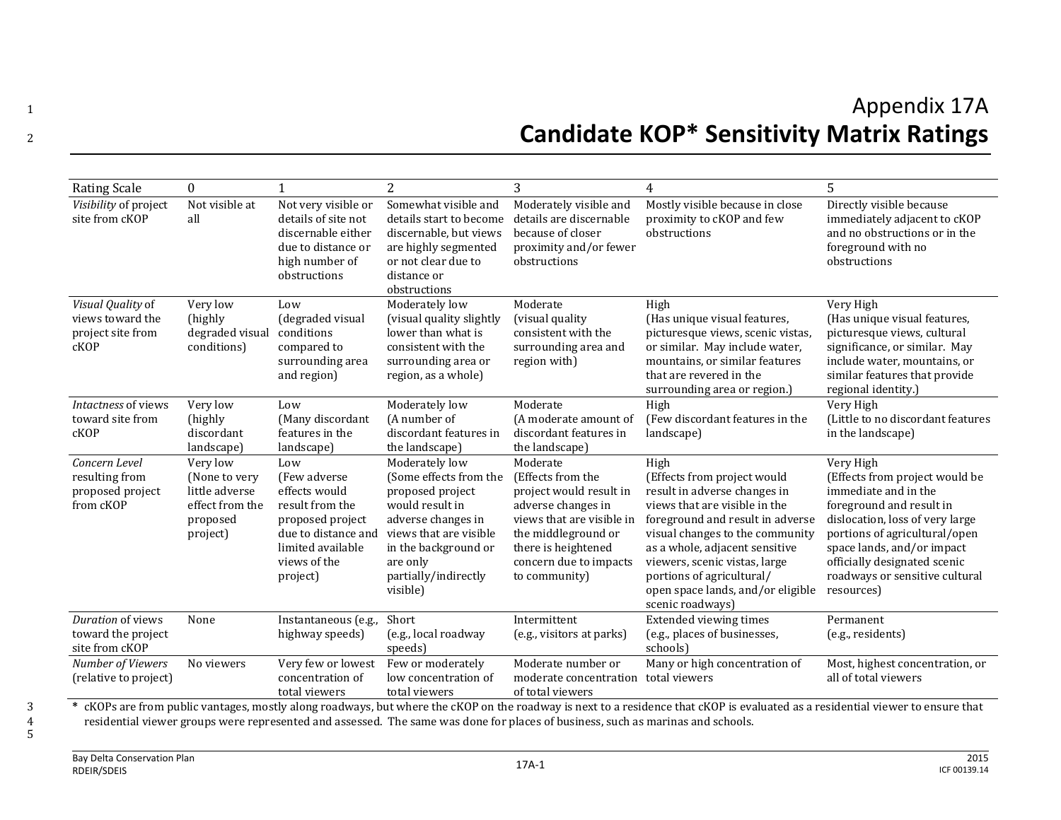# Appendix 17A
# Candidate KOP* Sensitivity Matrix Ratings

| Rating Scale | 0 | 1 | 2 | 3 | 4 | 5 |
|---|---|---|---|---|---|---|
| *Visibility* of project site from cKOP | Not visible at all | Not very visible or details of site not discernable either due to distance or high number of obstructions | Somewhat visible and details start to become discernable, but views are highly segmented or not clear due to distance or obstructions | Moderately visible and details are discernable because of closer proximity and/or fewer obstructions | Mostly visible because in close proximity to cKOP and few obstructions | Directly visible because immediately adjacent to cKOP and no obstructions or in the foreground with no obstructions |
| *Visual Quality* of views toward the project site from cKOP | Very low (highly degraded visual conditions) | Low (degraded visual conditions compared to surrounding area and region) | Moderately low (visual quality slightly lower than what is consistent with the surrounding area or region, as a whole) | Moderate (visual quality consistent with the surrounding area and region with) | High (Has unique visual features, picturesque views, scenic vistas, or similar. May include water, mountains, or similar features that are revered in the surrounding area or region.) | Very High (Has unique visual features, picturesque views, cultural significance, or similar. May include water, mountains, or similar features that provide regional identity.) |
| *Intactness* of views toward site from cKOP | Very low (highly discordant landscape) | Low (Many discordant features in the landscape) | Moderately low (A number of discordant features in the landscape) | Moderate (A moderate amount of discordant features in the landscape) | High (Few discordant features in the landscape) | Very High (Little to no discordant features in the landscape) |
| *Concern Level* resulting from proposed project from cKOP | Very low (None to very little adverse effect from the proposed project) | Low (Few adverse effects would result from the proposed project due to distance and limited available views of the project) | Moderately low (Some effects from the proposed project would result in adverse changes in views that are visible in the background or are only partially/indirectly visible) | Moderate (Effects from the project would result in adverse changes in views that are visible in the middleground or there is heightened concern due to impacts to community) | High (Effects from project would result in adverse changes in views that are visible in the foreground and result in adverse visual changes to the community as a whole, adjacent sensitive viewers, scenic vistas, large portions of agricultural/ open space lands, and/or eligible scenic roadways) | Very High (Effects from project would be immediate and in the foreground and result in dislocation, loss of very large portions of agricultural/open space lands, and/or impact officially designated scenic roadways or sensitive cultural resources) |
| *Duration* of views toward the project site from cKOP | None | Instantaneous (e.g., highway speeds) | Short (e.g., local roadway speeds) | Intermittent (e.g., visitors at parks) | Extended viewing times (e.g., places of businesses, schools) | Permanent (e.g., residents) |
| *Number of Viewers* (relative to project) | No viewers | Very few or lowest concentration of total viewers | Few or moderately low concentration of total viewers | Moderate number or moderate concentration of total viewers | Many or high concentration of total viewers | Most, highest concentration, or all of total viewers |

\* cKOPs are from public vantages, mostly along roadways, but where the cKOP on the roadway is next to a residence that cKOP is evaluated as a residential viewer to ensure that residential viewer groups were represented and assessed. The same was done for places of business, such as marinas and schools.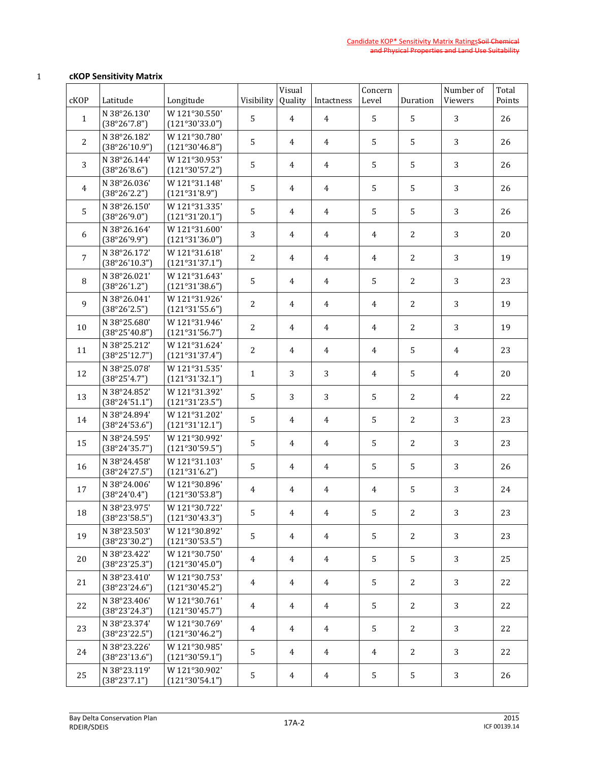**cKOP Sensitivity Matrix**

| cKOP | Latitude | Longitude | Visibility | Visual Quality | Intactness | Concern Level | Duration | Number of Viewers | Total Points |
|---|---|---|---|---|---|---|---|---|---|
| 1 | N 38°26.130' (38°26'7.8") | W 121°30.550' (121°30'33.0") | 5 | 4 | 4 | 5 | 5 | 3 | 26 |
| 2 | N 38°26.182' (38°26'10.9") | W 121°30.780' (121°30'46.8") | 5 | 4 | 4 | 5 | 5 | 3 | 26 |
| 3 | N 38°26.144' (38°26'8.6") | W 121°30.953' (121°30'57.2") | 5 | 4 | 4 | 5 | 5 | 3 | 26 |
| 4 | N 38°26.036' (38°26'2.2") | W 121°31.148' (121°31'8.9") | 5 | 4 | 4 | 5 | 5 | 3 | 26 |
| 5 | N 38°26.150' (38°26'9.0") | W 121°31.335' (121°31'20.1") | 5 | 4 | 4 | 5 | 5 | 3 | 26 |
| 6 | N 38°26.164' (38°26'9.9") | W 121°31.600' (121°31'36.0") | 3 | 4 | 4 | 4 | 2 | 3 | 20 |
| 7 | N 38°26.172' (38°26'10.3") | W 121°31.618' (121°31'37.1") | 2 | 4 | 4 | 4 | 2 | 3 | 19 |
| 8 | N 38°26.021' (38°26'1.2") | W 121°31.643' (121°31'38.6") | 5 | 4 | 4 | 5 | 2 | 3 | 23 |
| 9 | N 38°26.041' (38°26'2.5") | W 121°31.926' (121°31'55.6") | 2 | 4 | 4 | 4 | 2 | 3 | 19 |
| 10 | N 38°25.680' (38°25'40.8") | W 121°31.946' (121°31'56.7") | 2 | 4 | 4 | 4 | 2 | 3 | 19 |
| 11 | N 38°25.212' (38°25'12.7") | W 121°31.624' (121°31'37.4") | 2 | 4 | 4 | 4 | 5 | 4 | 23 |
| 12 | N 38°25.078' (38°25'4.7") | W 121°31.535' (121°31'32.1") | 1 | 3 | 3 | 4 | 5 | 4 | 20 |
| 13 | N 38°24.852' (38°24'51.1") | W 121°31.392' (121°31'23.5") | 5 | 3 | 3 | 5 | 2 | 4 | 22 |
| 14 | N 38°24.894' (38°24'53.6") | W 121°31.202' (121°31'12.1") | 5 | 4 | 4 | 5 | 2 | 3 | 23 |
| 15 | N 38°24.595' (38°24'35.7") | W 121°30.992' (121°30'59.5") | 5 | 4 | 4 | 5 | 2 | 3 | 23 |
| 16 | N 38°24.458' (38°24'27.5") | W 121°31.103' (121°31'6.2") | 5 | 4 | 4 | 5 | 5 | 3 | 26 |
| 17 | N 38°24.006' (38°24'0.4") | W 121°30.896' (121°30'53.8") | 4 | 4 | 4 | 4 | 5 | 3 | 24 |
| 18 | N 38°23.975' (38°23'58.5") | W 121°30.722' (121°30'43.3") | 5 | 4 | 4 | 5 | 2 | 3 | 23 |
| 19 | N 38°23.503' (38°23'30.2") | W 121°30.892' (121°30'53.5") | 5 | 4 | 4 | 5 | 2 | 3 | 23 |
| 20 | N 38°23.422' (38°23'25.3") | W 121°30.750' (121°30'45.0") | 4 | 4 | 4 | 5 | 5 | 3 | 25 |
| 21 | N 38°23.410' (38°23'24.6") | W 121°30.753' (121°30'45.2") | 4 | 4 | 4 | 5 | 2 | 3 | 22 |
| 22 | N 38°23.406' (38°23'24.3") | W 121°30.761' (121°30'45.7") | 4 | 4 | 4 | 5 | 2 | 3 | 22 |
| 23 | N 38°23.374' (38°23'22.5") | W 121°30.769' (121°30'46.2") | 4 | 4 | 4 | 5 | 2 | 3 | 22 |
| 24 | N 38°23.226' (38°23'13.6") | W 121°30.985' (121°30'59.1") | 5 | 4 | 4 | 4 | 2 | 3 | 22 |
| 25 | N 38°23.119' (38°23'7.1") | W 121°30.902' (121°30'54.1") | 5 | 4 | 4 | 5 | 5 | 3 | 26 |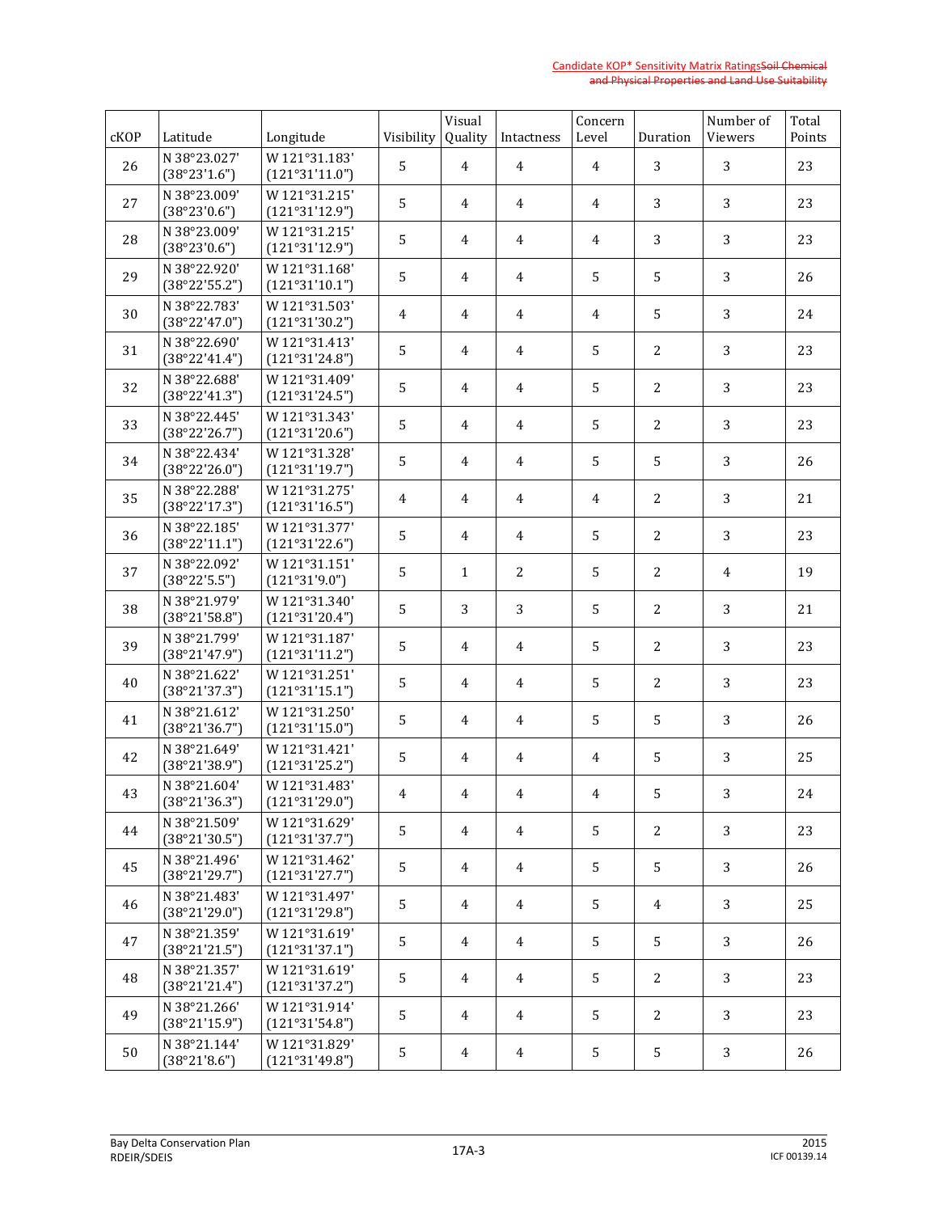| cKOP | Latitude | Longitude | Visibility | Visual Quality | Intactness | Concern Level | Duration | Number of Viewers | Total Points |
|---|---|---|---|---|---|---|---|---|---|
| 26 | N 38°23.027' (38°23'1.6") | W 121°31.183' (121°31'11.0") | 5 | 4 | 4 | 4 | 3 | 3 | 23 |
| 27 | N 38°23.009' (38°23'0.6") | W 121°31.215' (121°31'12.9") | 5 | 4 | 4 | 4 | 3 | 3 | 23 |
| 28 | N 38°23.009' (38°23'0.6") | W 121°31.215' (121°31'12.9") | 5 | 4 | 4 | 4 | 3 | 3 | 23 |
| 29 | N 38°22.920' (38°22'55.2") | W 121°31.168' (121°31'10.1") | 5 | 4 | 4 | 5 | 5 | 3 | 26 |
| 30 | N 38°22.783' (38°22'47.0") | W 121°31.503' (121°31'30.2") | 4 | 4 | 4 | 4 | 5 | 3 | 24 |
| 31 | N 38°22.690' (38°22'41.4") | W 121°31.413' (121°31'24.8") | 5 | 4 | 4 | 5 | 2 | 3 | 23 |
| 32 | N 38°22.688' (38°22'41.3") | W 121°31.409' (121°31'24.5") | 5 | 4 | 4 | 5 | 2 | 3 | 23 |
| 33 | N 38°22.445' (38°22'26.7") | W 121°31.343' (121°31'20.6") | 5 | 4 | 4 | 5 | 2 | 3 | 23 |
| 34 | N 38°22.434' (38°22'26.0") | W 121°31.328' (121°31'19.7") | 5 | 4 | 4 | 5 | 5 | 3 | 26 |
| 35 | N 38°22.288' (38°22'17.3") | W 121°31.275' (121°31'16.5") | 4 | 4 | 4 | 4 | 2 | 3 | 21 |
| 36 | N 38°22.185' (38°22'11.1") | W 121°31.377' (121°31'22.6") | 5 | 4 | 4 | 5 | 2 | 3 | 23 |
| 37 | N 38°22.092' (38°22'5.5") | W 121°31.151' (121°31'9.0") | 5 | 1 | 2 | 5 | 2 | 4 | 19 |
| 38 | N 38°21.979' (38°21'58.8") | W 121°31.340' (121°31'20.4") | 5 | 3 | 3 | 5 | 2 | 3 | 21 |
| 39 | N 38°21.799' (38°21'47.9") | W 121°31.187' (121°31'11.2") | 5 | 4 | 4 | 5 | 2 | 3 | 23 |
| 40 | N 38°21.622' (38°21'37.3") | W 121°31.251' (121°31'15.1") | 5 | 4 | 4 | 5 | 2 | 3 | 23 |
| 41 | N 38°21.612' (38°21'36.7") | W 121°31.250' (121°31'15.0") | 5 | 4 | 4 | 5 | 5 | 3 | 26 |
| 42 | N 38°21.649' (38°21'38.9") | W 121°31.421' (121°31'25.2") | 5 | 4 | 4 | 4 | 5 | 3 | 25 |
| 43 | N 38°21.604' (38°21'36.3") | W 121°31.483' (121°31'29.0") | 4 | 4 | 4 | 4 | 5 | 3 | 24 |
| 44 | N 38°21.509' (38°21'30.5") | W 121°31.629' (121°31'37.7") | 5 | 4 | 4 | 5 | 2 | 3 | 23 |
| 45 | N 38°21.496' (38°21'29.7") | W 121°31.462' (121°31'27.7") | 5 | 4 | 4 | 5 | 5 | 3 | 26 |
| 46 | N 38°21.483' (38°21'29.0") | W 121°31.497' (121°31'29.8") | 5 | 4 | 4 | 5 | 4 | 3 | 25 |
| 47 | N 38°21.359' (38°21'21.5") | W 121°31.619' (121°31'37.1") | 5 | 4 | 4 | 5 | 5 | 3 | 26 |
| 48 | N 38°21.357' (38°21'21.4") | W 121°31.619' (121°31'37.2") | 5 | 4 | 4 | 5 | 2 | 3 | 23 |
| 49 | N 38°21.266' (38°21'15.9") | W 121°31.914' (121°31'54.8") | 5 | 4 | 4 | 5 | 2 | 3 | 23 |
| 50 | N 38°21.144' (38°21'8.6") | W 121°31.829' (121°31'49.8") | 5 | 4 | 4 | 5 | 5 | 3 | 26 |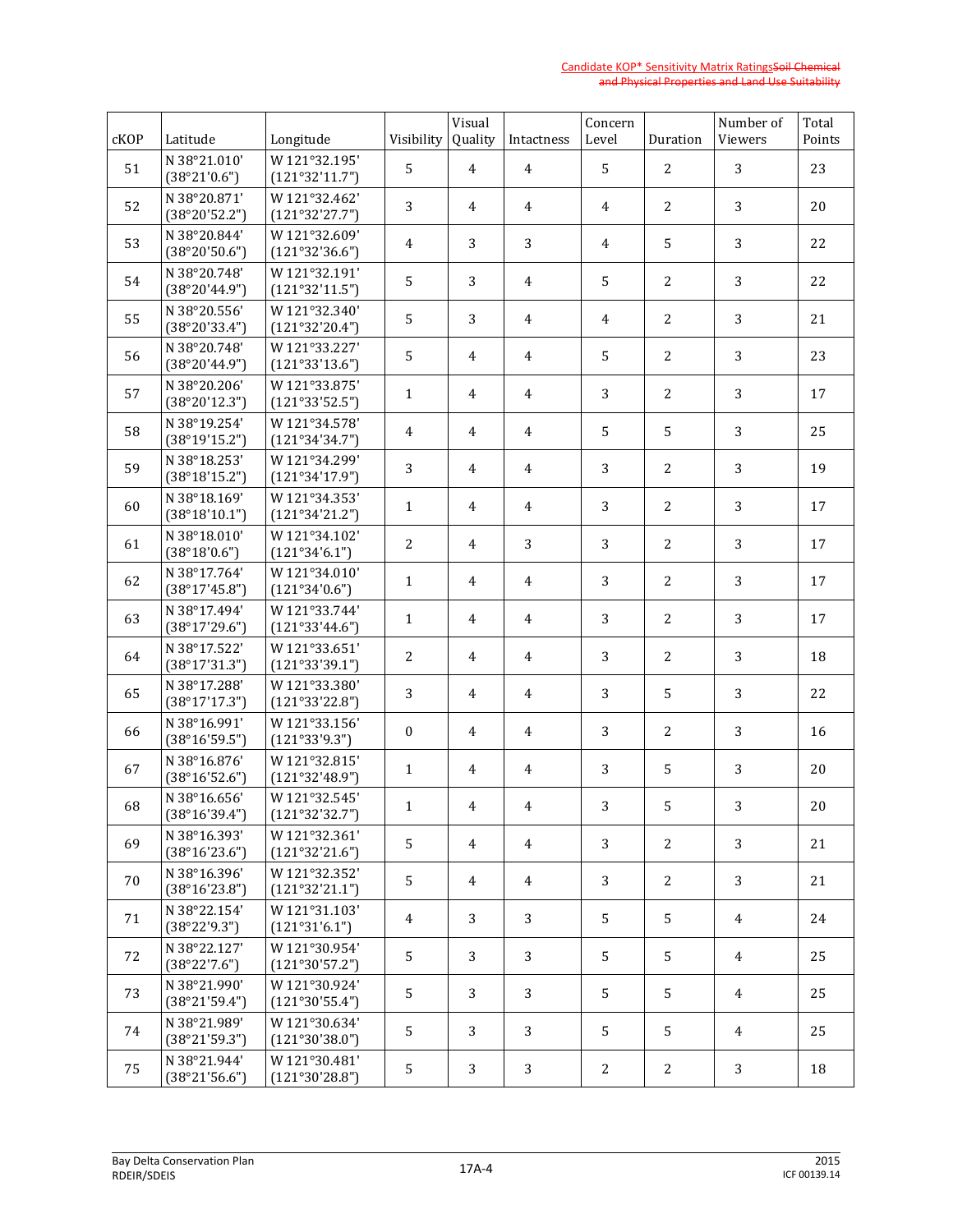| cKOP | Latitude | Longitude | Visibility | Visual Quality | Intactness | Concern Level | Duration | Number of Viewers | Total Points |
|---|---|---|---|---|---|---|---|---|---|
| 51 | N 38°21.010' (38°21'0.6") | W 121°32.195' (121°32'11.7") | 5 | 4 | 4 | 5 | 2 | 3 | 23 |
| 52 | N 38°20.871' (38°20'52.2") | W 121°32.462' (121°32'27.7") | 3 | 4 | 4 | 4 | 2 | 3 | 20 |
| 53 | N 38°20.844' (38°20'50.6") | W 121°32.609' (121°32'36.6") | 4 | 3 | 3 | 4 | 5 | 3 | 22 |
| 54 | N 38°20.748' (38°20'44.9") | W 121°32.191' (121°32'11.5") | 5 | 3 | 4 | 5 | 2 | 3 | 22 |
| 55 | N 38°20.556' (38°20'33.4") | W 121°32.340' (121°32'20.4") | 5 | 3 | 4 | 4 | 2 | 3 | 21 |
| 56 | N 38°20.748' (38°20'44.9") | W 121°33.227' (121°33'13.6") | 5 | 4 | 4 | 5 | 2 | 3 | 23 |
| 57 | N 38°20.206' (38°20'12.3") | W 121°33.875' (121°33'52.5") | 1 | 4 | 4 | 3 | 2 | 3 | 17 |
| 58 | N 38°19.254' (38°19'15.2") | W 121°34.578' (121°34'34.7") | 4 | 4 | 4 | 5 | 5 | 3 | 25 |
| 59 | N 38°18.253' (38°18'15.2") | W 121°34.299' (121°34'17.9") | 3 | 4 | 4 | 3 | 2 | 3 | 19 |
| 60 | N 38°18.169' (38°18'10.1") | W 121°34.353' (121°34'21.2") | 1 | 4 | 4 | 3 | 2 | 3 | 17 |
| 61 | N 38°18.010' (38°18'0.6") | W 121°34.102' (121°34'6.1") | 2 | 4 | 3 | 3 | 2 | 3 | 17 |
| 62 | N 38°17.764' (38°17'45.8") | W 121°34.010' (121°34'0.6") | 1 | 4 | 4 | 3 | 2 | 3 | 17 |
| 63 | N 38°17.494' (38°17'29.6") | W 121°33.744' (121°33'44.6") | 1 | 4 | 4 | 3 | 2 | 3 | 17 |
| 64 | N 38°17.522' (38°17'31.3") | W 121°33.651' (121°33'39.1") | 2 | 4 | 4 | 3 | 2 | 3 | 18 |
| 65 | N 38°17.288' (38°17'17.3") | W 121°33.380' (121°33'22.8") | 3 | 4 | 4 | 3 | 5 | 3 | 22 |
| 66 | N 38°16.991' (38°16'59.5") | W 121°33.156' (121°33'9.3") | 0 | 4 | 4 | 3 | 2 | 3 | 16 |
| 67 | N 38°16.876' (38°16'52.6") | W 121°32.815' (121°32'48.9") | 1 | 4 | 4 | 3 | 5 | 3 | 20 |
| 68 | N 38°16.656' (38°16'39.4") | W 121°32.545' (121°32'32.7") | 1 | 4 | 4 | 3 | 5 | 3 | 20 |
| 69 | N 38°16.393' (38°16'23.6") | W 121°32.361' (121°32'21.6") | 5 | 4 | 4 | 3 | 2 | 3 | 21 |
| 70 | N 38°16.396' (38°16'23.8") | W 121°32.352' (121°32'21.1") | 5 | 4 | 4 | 3 | 2 | 3 | 21 |
| 71 | N 38°22.154' (38°22'9.3") | W 121°31.103' (121°31'6.1") | 4 | 3 | 3 | 5 | 5 | 4 | 24 |
| 72 | N 38°22.127' (38°22'7.6") | W 121°30.954' (121°30'57.2") | 5 | 3 | 3 | 5 | 5 | 4 | 25 |
| 73 | N 38°21.990' (38°21'59.4") | W 121°30.924' (121°30'55.4") | 5 | 3 | 3 | 5 | 5 | 4 | 25 |
| 74 | N 38°21.989' (38°21'59.3") | W 121°30.634' (121°30'38.0") | 5 | 3 | 3 | 5 | 5 | 4 | 25 |
| 75 | N 38°21.944' (38°21'56.6") | W 121°30.481' (121°30'28.8") | 5 | 3 | 3 | 2 | 2 | 3 | 18 |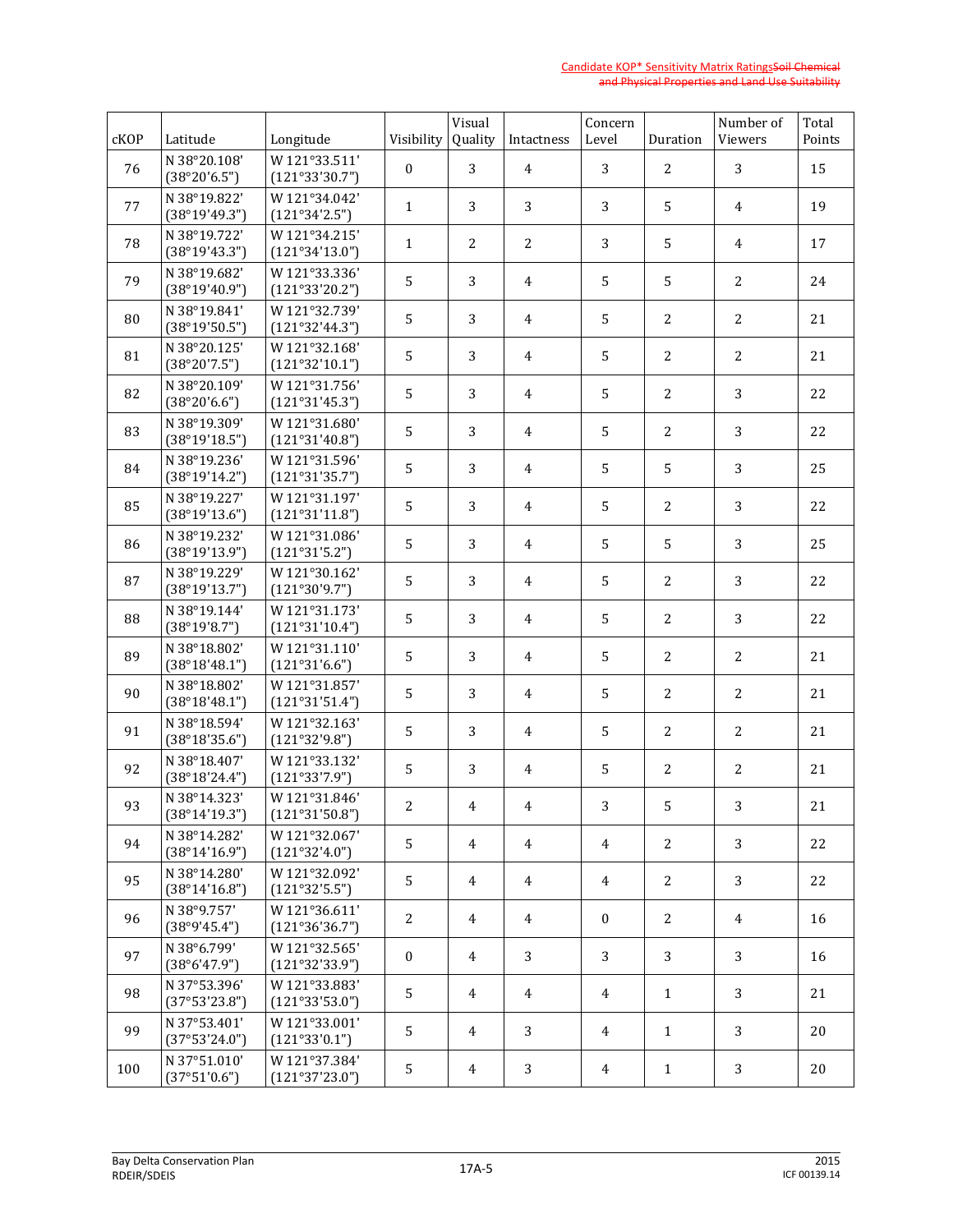| cKOP | Latitude | Longitude | Visibility | Visual Quality | Intactness | Concern Level | Duration | Number of Viewers | Total Points |
|---|---|---|---|---|---|---|---|---|---|
| 76 | N 38°20.108' (38°20'6.5") | W 121°33.511' (121°33'30.7") | 0 | 3 | 4 | 3 | 2 | 3 | 15 |
| 77 | N 38°19.822' (38°19'49.3") | W 121°34.042' (121°34'2.5") | 1 | 3 | 3 | 3 | 5 | 4 | 19 |
| 78 | N 38°19.722' (38°19'43.3") | W 121°34.215' (121°34'13.0") | 1 | 2 | 2 | 3 | 5 | 4 | 17 |
| 79 | N 38°19.682' (38°19'40.9") | W 121°33.336' (121°33'20.2") | 5 | 3 | 4 | 5 | 5 | 2 | 24 |
| 80 | N 38°19.841' (38°19'50.5") | W 121°32.739' (121°32'44.3") | 5 | 3 | 4 | 5 | 2 | 2 | 21 |
| 81 | N 38°20.125' (38°20'7.5") | W 121°32.168' (121°32'10.1") | 5 | 3 | 4 | 5 | 2 | 2 | 21 |
| 82 | N 38°20.109' (38°20'6.6") | W 121°31.756' (121°31'45.3") | 5 | 3 | 4 | 5 | 2 | 3 | 22 |
| 83 | N 38°19.309' (38°19'18.5") | W 121°31.680' (121°31'40.8") | 5 | 3 | 4 | 5 | 2 | 3 | 22 |
| 84 | N 38°19.236' (38°19'14.2") | W 121°31.596' (121°31'35.7") | 5 | 3 | 4 | 5 | 5 | 3 | 25 |
| 85 | N 38°19.227' (38°19'13.6") | W 121°31.197' (121°31'11.8") | 5 | 3 | 4 | 5 | 2 | 3 | 22 |
| 86 | N 38°19.232' (38°19'13.9") | W 121°31.086' (121°31'5.2") | 5 | 3 | 4 | 5 | 5 | 3 | 25 |
| 87 | N 38°19.229' (38°19'13.7") | W 121°30.162' (121°30'9.7") | 5 | 3 | 4 | 5 | 2 | 3 | 22 |
| 88 | N 38°19.144' (38°19'8.7") | W 121°31.173' (121°31'10.4") | 5 | 3 | 4 | 5 | 2 | 3 | 22 |
| 89 | N 38°18.802' (38°18'48.1") | W 121°31.110' (121°31'6.6") | 5 | 3 | 4 | 5 | 2 | 2 | 21 |
| 90 | N 38°18.802' (38°18'48.1") | W 121°31.857' (121°31'51.4") | 5 | 3 | 4 | 5 | 2 | 2 | 21 |
| 91 | N 38°18.594' (38°18'35.6") | W 121°32.163' (121°32'9.8") | 5 | 3 | 4 | 5 | 2 | 2 | 21 |
| 92 | N 38°18.407' (38°18'24.4") | W 121°33.132' (121°33'7.9") | 5 | 3 | 4 | 5 | 2 | 2 | 21 |
| 93 | N 38°14.323' (38°14'19.3") | W 121°31.846' (121°31'50.8") | 2 | 4 | 4 | 3 | 5 | 3 | 21 |
| 94 | N 38°14.282' (38°14'16.9") | W 121°32.067' (121°32'4.0") | 5 | 4 | 4 | 4 | 2 | 3 | 22 |
| 95 | N 38°14.280' (38°14'16.8") | W 121°32.092' (121°32'5.5") | 5 | 4 | 4 | 4 | 2 | 3 | 22 |
| 96 | N 38°9.757' (38°9'45.4") | W 121°36.611' (121°36'36.7") | 2 | 4 | 4 | 0 | 2 | 4 | 16 |
| 97 | N 38°6.799' (38°6'47.9") | W 121°32.565' (121°32'33.9") | 0 | 4 | 3 | 3 | 3 | 3 | 16 |
| 98 | N 37°53.396' (37°53'23.8") | W 121°33.883' (121°33'53.0") | 5 | 4 | 4 | 4 | 1 | 3 | 21 |
| 99 | N 37°53.401' (37°53'24.0") | W 121°33.001' (121°33'0.1") | 5 | 4 | 3 | 4 | 1 | 3 | 20 |
| 100 | N 37°51.010' (37°51'0.6") | W 121°37.384' (121°37'23.0") | 5 | 4 | 3 | 4 | 1 | 3 | 20 |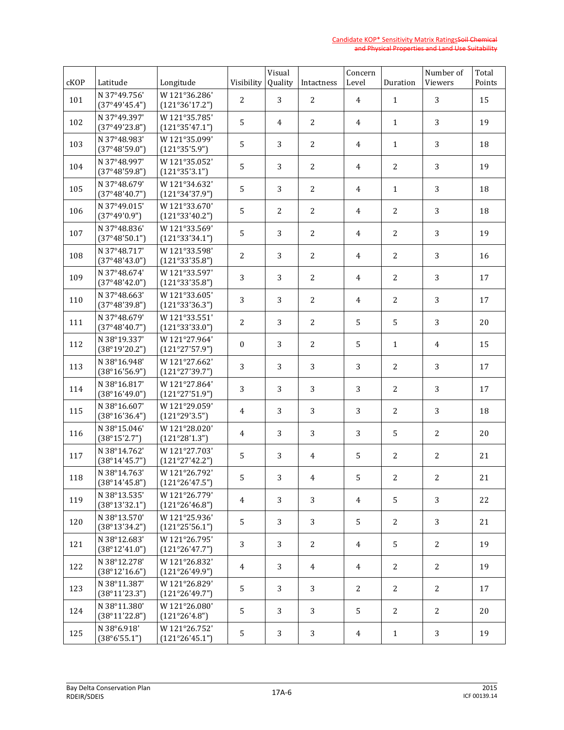| cKOP | Latitude | Longitude | Visibility | Visual Quality | Intactness | Concern Level | Duration | Number of Viewers | Total Points |
|---|---|---|---|---|---|---|---|---|---|
| 101 | N 37°49.756' (37°49'45.4") | W 121°36.286' (121°36'17.2") | 2 | 3 | 2 | 4 | 1 | 3 | 15 |
| 102 | N 37°49.397' (37°49'23.8") | W 121°35.785' (121°35'47.1") | 5 | 4 | 2 | 4 | 1 | 3 | 19 |
| 103 | N 37°48.983' (37°48'59.0") | W 121°35.099' (121°35'5.9") | 5 | 3 | 2 | 4 | 1 | 3 | 18 |
| 104 | N 37°48.997' (37°48'59.8") | W 121°35.052' (121°35'3.1") | 5 | 3 | 2 | 4 | 2 | 3 | 19 |
| 105 | N 37°48.679' (37°48'40.7") | W 121°34.632' (121°34'37.9") | 5 | 3 | 2 | 4 | 1 | 3 | 18 |
| 106 | N 37°49.015' (37°49'0.9") | W 121°33.670' (121°33'40.2") | 5 | 2 | 2 | 4 | 2 | 3 | 18 |
| 107 | N 37°48.836' (37°48'50.1") | W 121°33.569' (121°33'34.1") | 5 | 3 | 2 | 4 | 2 | 3 | 19 |
| 108 | N 37°48.717' (37°48'43.0") | W 121°33.598' (121°33'35.8") | 2 | 3 | 2 | 4 | 2 | 3 | 16 |
| 109 | N 37°48.674' (37°48'42.0") | W 121°33.597' (121°33'35.8") | 3 | 3 | 2 | 4 | 2 | 3 | 17 |
| 110 | N 37°48.663' (37°48'39.8") | W 121°33.605' (121°33'36.3") | 3 | 3 | 2 | 4 | 2 | 3 | 17 |
| 111 | N 37°48.679' (37°48'40.7") | W 121°33.551' (121°33'33.0") | 2 | 3 | 2 | 5 | 5 | 3 | 20 |
| 112 | N 38°19.337' (38°19'20.2") | W 121°27.964' (121°27'57.9") | 0 | 3 | 2 | 5 | 1 | 4 | 15 |
| 113 | N 38°16.948' (38°16'56.9") | W 121°27.662' (121°27'39.7") | 3 | 3 | 3 | 3 | 2 | 3 | 17 |
| 114 | N 38°16.817' (38°16'49.0") | W 121°27.864' (121°27'51.9") | 3 | 3 | 3 | 3 | 2 | 3 | 17 |
| 115 | N 38°16.607' (38°16'36.4") | W 121°29.059' (121°29'3.5") | 4 | 3 | 3 | 3 | 2 | 3 | 18 |
| 116 | N 38°15.046' (38°15'2.7") | W 121°28.020' (121°28'1.3") | 4 | 3 | 3 | 3 | 5 | 2 | 20 |
| 117 | N 38°14.762' (38°14'45.7") | W 121°27.703' (121°27'42.2") | 5 | 3 | 4 | 5 | 2 | 2 | 21 |
| 118 | N 38°14.763' (38°14'45.8") | W 121°26.792' (121°26'47.5") | 5 | 3 | 4 | 5 | 2 | 2 | 21 |
| 119 | N 38°13.535' (38°13'32.1") | W 121°26.779' (121°26'46.8") | 4 | 3 | 3 | 4 | 5 | 3 | 22 |
| 120 | N 38°13.570' (38°13'34.2") | W 121°25.936' (121°25'56.1") | 5 | 3 | 3 | 5 | 2 | 3 | 21 |
| 121 | N 38°12.683' (38°12'41.0") | W 121°26.795' (121°26'47.7") | 3 | 3 | 2 | 4 | 5 | 2 | 19 |
| 122 | N 38°12.278' (38°12'16.6") | W 121°26.832' (121°26'49.9") | 4 | 3 | 4 | 4 | 2 | 2 | 19 |
| 123 | N 38°11.387' (38°11'23.3") | W 121°26.829' (121°26'49.7") | 5 | 3 | 3 | 2 | 2 | 2 | 17 |
| 124 | N 38°11.380' (38°11'22.8") | W 121°26.080' (121°26'4.8") | 5 | 3 | 3 | 5 | 2 | 2 | 20 |
| 125 | N 38°6.918' (38°6'55.1") | W 121°26.752' (121°26'45.1") | 5 | 3 | 3 | 4 | 1 | 3 | 19 |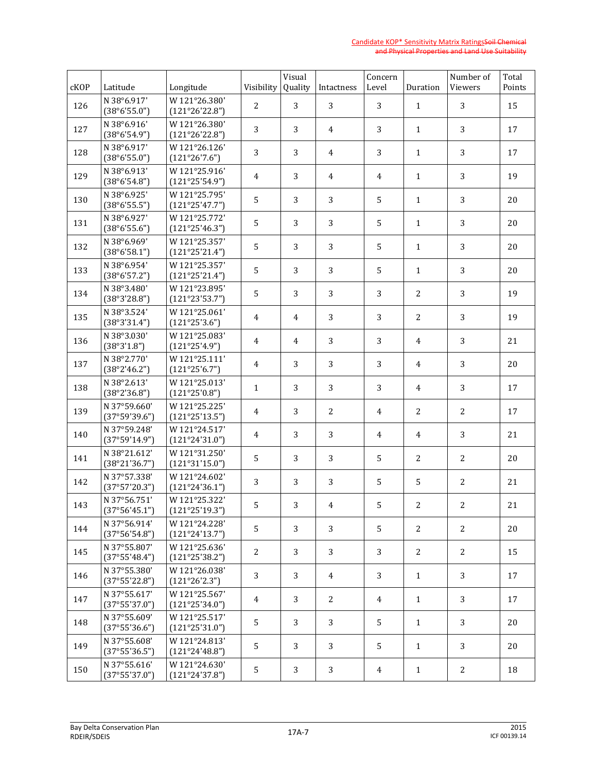| cKOP | Latitude | Longitude | Visibility | Visual Quality | Intactness | Concern Level | Duration | Number of Viewers | Total Points |
|---|---|---|---|---|---|---|---|---|---|
| 126 | N 38°6.917' (38°6'55.0") | W 121°26.380' (121°26'22.8") | 2 | 3 | 3 | 3 | 1 | 3 | 15 |
| 127 | N 38°6.916' (38°6'54.9") | W 121°26.380' (121°26'22.8") | 3 | 3 | 4 | 3 | 1 | 3 | 17 |
| 128 | N 38°6.917' (38°6'55.0") | W 121°26.126' (121°26'7.6") | 3 | 3 | 4 | 3 | 1 | 3 | 17 |
| 129 | N 38°6.913' (38°6'54.8") | W 121°25.916' (121°25'54.9") | 4 | 3 | 4 | 4 | 1 | 3 | 19 |
| 130 | N 38°6.925' (38°6'55.5") | W 121°25.795' (121°25'47.7") | 5 | 3 | 3 | 5 | 1 | 3 | 20 |
| 131 | N 38°6.927' (38°6'55.6") | W 121°25.772' (121°25'46.3") | 5 | 3 | 3 | 5 | 1 | 3 | 20 |
| 132 | N 38°6.969' (38°6'58.1") | W 121°25.357' (121°25'21.4") | 5 | 3 | 3 | 5 | 1 | 3 | 20 |
| 133 | N 38°6.954' (38°6'57.2") | W 121°25.357' (121°25'21.4") | 5 | 3 | 3 | 5 | 1 | 3 | 20 |
| 134 | N 38°3.480' (38°3'28.8") | W 121°23.895' (121°23'53.7") | 5 | 3 | 3 | 3 | 2 | 3 | 19 |
| 135 | N 38°3.524' (38°3'31.4") | W 121°25.061' (121°25'3.6") | 4 | 4 | 3 | 3 | 2 | 3 | 19 |
| 136 | N 38°3.030' (38°3'1.8") | W 121°25.083' (121°25'4.9") | 4 | 4 | 3 | 3 | 4 | 3 | 21 |
| 137 | N 38°2.770' (38°2'46.2") | W 121°25.111' (121°25'6.7") | 4 | 3 | 3 | 3 | 4 | 3 | 20 |
| 138 | N 38°2.613' (38°2'36.8") | W 121°25.013' (121°25'0.8") | 1 | 3 | 3 | 3 | 4 | 3 | 17 |
| 139 | N 37°59.660' (37°59'39.6") | W 121°25.225' (121°25'13.5") | 4 | 3 | 2 | 4 | 2 | 2 | 17 |
| 140 | N 37°59.248' (37°59'14.9") | W 121°24.517' (121°24'31.0") | 4 | 3 | 3 | 4 | 4 | 3 | 21 |
| 141 | N 38°21.612' (38°21'36.7") | W 121°31.250' (121°31'15.0") | 5 | 3 | 3 | 5 | 2 | 2 | 20 |
| 142 | N 37°57.338' (37°57'20.3") | W 121°24.602' (121°24'36.1") | 3 | 3 | 3 | 5 | 5 | 2 | 21 |
| 143 | N 37°56.751' (37°56'45.1") | W 121°25.322' (121°25'19.3") | 5 | 3 | 4 | 5 | 2 | 2 | 21 |
| 144 | N 37°56.914' (37°56'54.8") | W 121°24.228' (121°24'13.7") | 5 | 3 | 3 | 5 | 2 | 2 | 20 |
| 145 | N 37°55.807' (37°55'48.4") | W 121°25.636' (121°25'38.2") | 2 | 3 | 3 | 3 | 2 | 2 | 15 |
| 146 | N 37°55.380' (37°55'22.8") | W 121°26.038' (121°26'2.3") | 3 | 3 | 4 | 3 | 1 | 3 | 17 |
| 147 | N 37°55.617' (37°55'37.0") | W 121°25.567' (121°25'34.0") | 4 | 3 | 2 | 4 | 1 | 3 | 17 |
| 148 | N 37°55.609' (37°55'36.6") | W 121°25.517' (121°25'31.0") | 5 | 3 | 3 | 5 | 1 | 3 | 20 |
| 149 | N 37°55.608' (37°55'36.5") | W 121°24.813' (121°24'48.8") | 5 | 3 | 3 | 5 | 1 | 3 | 20 |
| 150 | N 37°55.616' (37°55'37.0") | W 121°24.630' (121°24'37.8") | 5 | 3 | 3 | 4 | 1 | 2 | 18 |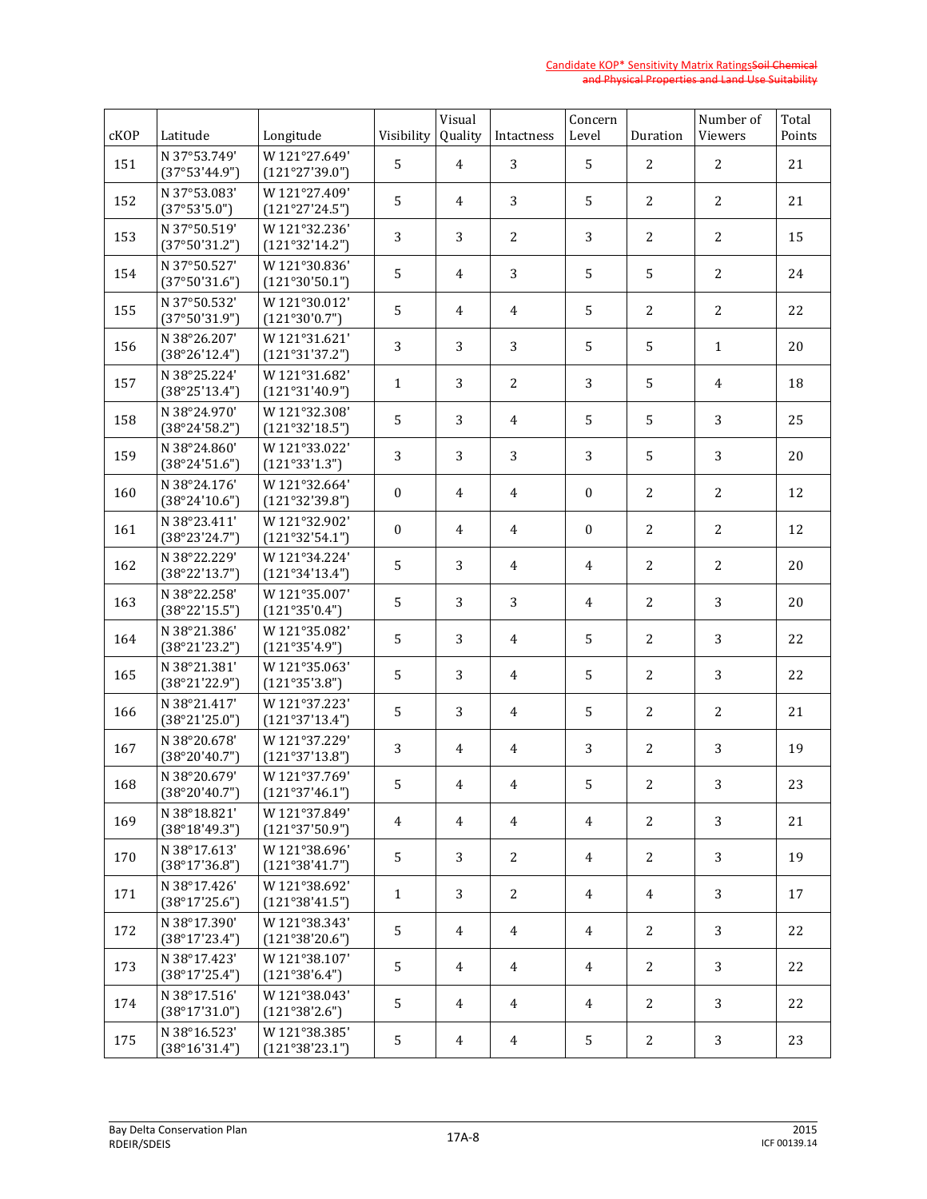| cKOP | Latitude | Longitude | Visibility | Visual Quality | Intactness | Concern Level | Duration | Number of Viewers | Total Points |
|---|---|---|---|---|---|---|---|---|---|
| 151 | N 37°53.749' (37°53'44.9") | W 121°27.649' (121°27'39.0") | 5 | 4 | 3 | 5 | 2 | 2 | 21 |
| 152 | N 37°53.083' (37°53'5.0") | W 121°27.409' (121°27'24.5") | 5 | 4 | 3 | 5 | 2 | 2 | 21 |
| 153 | N 37°50.519' (37°50'31.2") | W 121°32.236' (121°32'14.2") | 3 | 3 | 2 | 3 | 2 | 2 | 15 |
| 154 | N 37°50.527' (37°50'31.6") | W 121°30.836' (121°30'50.1") | 5 | 4 | 3 | 5 | 5 | 2 | 24 |
| 155 | N 37°50.532' (37°50'31.9") | W 121°30.012' (121°30'0.7") | 5 | 4 | 4 | 5 | 2 | 2 | 22 |
| 156 | N 38°26.207' (38°26'12.4") | W 121°31.621' (121°31'37.2") | 3 | 3 | 3 | 5 | 5 | 1 | 20 |
| 157 | N 38°25.224' (38°25'13.4") | W 121°31.682' (121°31'40.9") | 1 | 3 | 2 | 3 | 5 | 4 | 18 |
| 158 | N 38°24.970' (38°24'58.2") | W 121°32.308' (121°32'18.5") | 5 | 3 | 4 | 5 | 5 | 3 | 25 |
| 159 | N 38°24.860' (38°24'51.6") | W 121°33.022' (121°33'1.3") | 3 | 3 | 3 | 3 | 5 | 3 | 20 |
| 160 | N 38°24.176' (38°24'10.6") | W 121°32.664' (121°32'39.8") | 0 | 4 | 4 | 0 | 2 | 2 | 12 |
| 161 | N 38°23.411' (38°23'24.7") | W 121°32.902' (121°32'54.1") | 0 | 4 | 4 | 0 | 2 | 2 | 12 |
| 162 | N 38°22.229' (38°22'13.7") | W 121°34.224' (121°34'13.4") | 5 | 3 | 4 | 4 | 2 | 2 | 20 |
| 163 | N 38°22.258' (38°22'15.5") | W 121°35.007' (121°35'0.4") | 5 | 3 | 3 | 4 | 2 | 3 | 20 |
| 164 | N 38°21.386' (38°21'23.2") | W 121°35.082' (121°35'4.9") | 5 | 3 | 4 | 5 | 2 | 3 | 22 |
| 165 | N 38°21.381' (38°21'22.9") | W 121°35.063' (121°35'3.8") | 5 | 3 | 4 | 5 | 2 | 3 | 22 |
| 166 | N 38°21.417' (38°21'25.0") | W 121°37.223' (121°37'13.4") | 5 | 3 | 4 | 5 | 2 | 2 | 21 |
| 167 | N 38°20.678' (38°20'40.7") | W 121°37.229' (121°37'13.8") | 3 | 4 | 4 | 3 | 2 | 3 | 19 |
| 168 | N 38°20.679' (38°20'40.7") | W 121°37.769' (121°37'46.1") | 5 | 4 | 4 | 5 | 2 | 3 | 23 |
| 169 | N 38°18.821' (38°18'49.3") | W 121°37.849' (121°37'50.9") | 4 | 4 | 4 | 4 | 2 | 3 | 21 |
| 170 | N 38°17.613' (38°17'36.8") | W 121°38.696' (121°38'41.7") | 5 | 3 | 2 | 4 | 2 | 3 | 19 |
| 171 | N 38°17.426' (38°17'25.6") | W 121°38.692' (121°38'41.5") | 1 | 3 | 2 | 4 | 4 | 3 | 17 |
| 172 | N 38°17.390' (38°17'23.4") | W 121°38.343' (121°38'20.6") | 5 | 4 | 4 | 4 | 2 | 3 | 22 |
| 173 | N 38°17.423' (38°17'25.4") | W 121°38.107' (121°38'6.4") | 5 | 4 | 4 | 4 | 2 | 3 | 22 |
| 174 | N 38°17.516' (38°17'31.0") | W 121°38.043' (121°38'2.6") | 5 | 4 | 4 | 4 | 2 | 3 | 22 |
| 175 | N 38°16.523' (38°16'31.4") | W 121°38.385' (121°38'23.1") | 5 | 4 | 4 | 5 | 2 | 3 | 23 |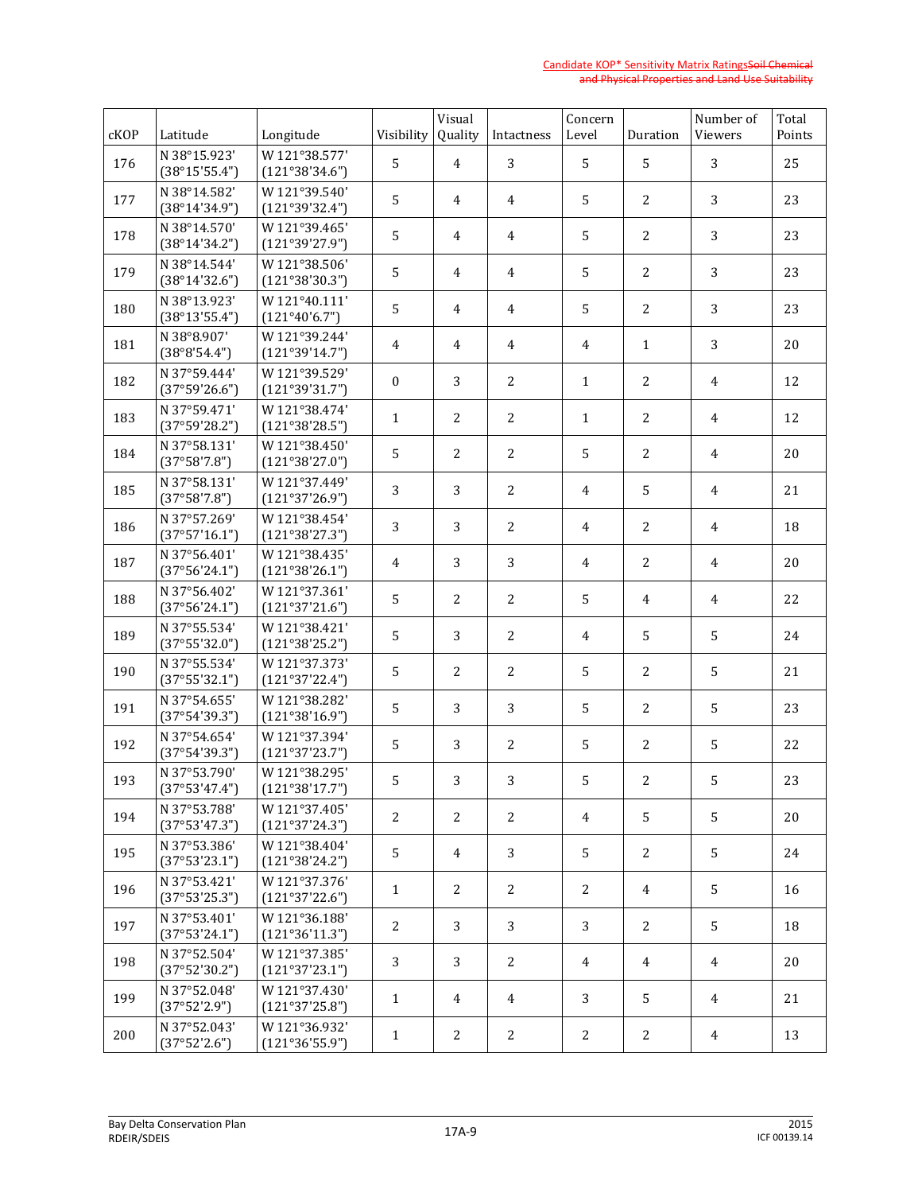| cKOP | Latitude | Longitude | Visibility | Visual Quality | Intactness | Concern Level | Duration | Number of Viewers | Total Points |
|---|---|---|---|---|---|---|---|---|---|
| 176 | N 38°15.923' (38°15'55.4") | W 121°38.577' (121°38'34.6") | 5 | 4 | 3 | 5 | 5 | 3 | 25 |
| 177 | N 38°14.582' (38°14'34.9") | W 121°39.540' (121°39'32.4") | 5 | 4 | 4 | 5 | 2 | 3 | 23 |
| 178 | N 38°14.570' (38°14'34.2") | W 121°39.465' (121°39'27.9") | 5 | 4 | 4 | 5 | 2 | 3 | 23 |
| 179 | N 38°14.544' (38°14'32.6") | W 121°38.506' (121°38'30.3") | 5 | 4 | 4 | 5 | 2 | 3 | 23 |
| 180 | N 38°13.923' (38°13'55.4") | W 121°40.111' (121°40'6.7") | 5 | 4 | 4 | 5 | 2 | 3 | 23 |
| 181 | N 38°8.907' (38°8'54.4") | W 121°39.244' (121°39'14.7") | 4 | 4 | 4 | 4 | 1 | 3 | 20 |
| 182 | N 37°59.444' (37°59'26.6") | W 121°39.529' (121°39'31.7") | 0 | 3 | 2 | 1 | 2 | 4 | 12 |
| 183 | N 37°59.471' (37°59'28.2") | W 121°38.474' (121°38'28.5") | 1 | 2 | 2 | 1 | 2 | 4 | 12 |
| 184 | N 37°58.131' (37°58'7.8") | W 121°38.450' (121°38'27.0") | 5 | 2 | 2 | 5 | 2 | 4 | 20 |
| 185 | N 37°58.131' (37°58'7.8") | W 121°37.449' (121°37'26.9") | 3 | 3 | 2 | 4 | 5 | 4 | 21 |
| 186 | N 37°57.269' (37°57'16.1") | W 121°38.454' (121°38'27.3") | 3 | 3 | 2 | 4 | 2 | 4 | 18 |
| 187 | N 37°56.401' (37°56'24.1") | W 121°38.435' (121°38'26.1") | 4 | 3 | 3 | 4 | 2 | 4 | 20 |
| 188 | N 37°56.402' (37°56'24.1") | W 121°37.361' (121°37'21.6") | 5 | 2 | 2 | 5 | 4 | 4 | 22 |
| 189 | N 37°55.534' (37°55'32.0") | W 121°38.421' (121°38'25.2") | 5 | 3 | 2 | 4 | 5 | 5 | 24 |
| 190 | N 37°55.534' (37°55'32.1") | W 121°37.373' (121°37'22.4") | 5 | 2 | 2 | 5 | 2 | 5 | 21 |
| 191 | N 37°54.655' (37°54'39.3") | W 121°38.282' (121°38'16.9") | 5 | 3 | 3 | 5 | 2 | 5 | 23 |
| 192 | N 37°54.654' (37°54'39.3") | W 121°37.394' (121°37'23.7") | 5 | 3 | 2 | 5 | 2 | 5 | 22 |
| 193 | N 37°53.790' (37°53'47.4") | W 121°38.295' (121°38'17.7") | 5 | 3 | 3 | 5 | 2 | 5 | 23 |
| 194 | N 37°53.788' (37°53'47.3") | W 121°37.405' (121°37'24.3") | 2 | 2 | 2 | 4 | 5 | 5 | 20 |
| 195 | N 37°53.386' (37°53'23.1") | W 121°38.404' (121°38'24.2") | 5 | 4 | 3 | 5 | 2 | 5 | 24 |
| 196 | N 37°53.421' (37°53'25.3") | W 121°37.376' (121°37'22.6") | 1 | 2 | 2 | 2 | 4 | 5 | 16 |
| 197 | N 37°53.401' (37°53'24.1") | W 121°36.188' (121°36'11.3") | 2 | 3 | 3 | 3 | 2 | 5 | 18 |
| 198 | N 37°52.504' (37°52'30.2") | W 121°37.385' (121°37'23.1") | 3 | 3 | 2 | 4 | 4 | 4 | 20 |
| 199 | N 37°52.048' (37°52'2.9") | W 121°37.430' (121°37'25.8") | 1 | 4 | 4 | 3 | 5 | 4 | 21 |
| 200 | N 37°52.043' (37°52'2.6") | W 121°36.932' (121°36'55.9") | 1 | 2 | 2 | 2 | 2 | 4 | 13 |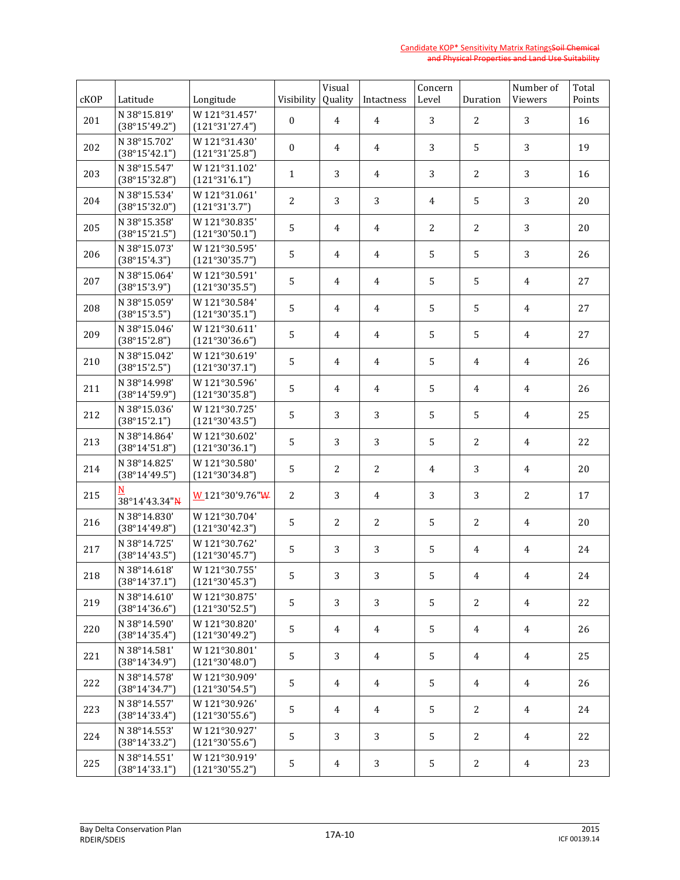| cKOP | Latitude | Longitude | Visibility | Visual Quality | Intactness | Concern Level | Duration | Number of Viewers | Total Points |
|---|---|---|---|---|---|---|---|---|---|
| 201 | N 38°15.819' (38°15'49.2") | W 121°31.457' (121°31'27.4") | 0 | 4 | 4 | 3 | 2 | 3 | 16 |
| 202 | N 38°15.702' (38°15'42.1") | W 121°31.430' (121°31'25.8") | 0 | 4 | 4 | 3 | 5 | 3 | 19 |
| 203 | N 38°15.547' (38°15'32.8") | W 121°31.102' (121°31'6.1") | 1 | 3 | 4 | 3 | 2 | 3 | 16 |
| 204 | N 38°15.534' (38°15'32.0") | W 121°31.061' (121°31'3.7") | 2 | 3 | 3 | 4 | 5 | 3 | 20 |
| 205 | N 38°15.358' (38°15'21.5") | W 121°30.835' (121°30'50.1") | 5 | 4 | 4 | 2 | 2 | 3 | 20 |
| 206 | N 38°15.073' (38°15'4.3") | W 121°30.595' (121°30'35.7") | 5 | 4 | 4 | 5 | 5 | 3 | 26 |
| 207 | N 38°15.064' (38°15'3.9") | W 121°30.591' (121°30'35.5") | 5 | 4 | 4 | 5 | 5 | 4 | 27 |
| 208 | N 38°15.059' (38°15'3.5") | W 121°30.584' (121°30'35.1") | 5 | 4 | 4 | 5 | 5 | 4 | 27 |
| 209 | N 38°15.046' (38°15'2.8") | W 121°30.611' (121°30'36.6") | 5 | 4 | 4 | 5 | 5 | 4 | 27 |
| 210 | N 38°15.042' (38°15'2.5") | W 121°30.619' (121°30'37.1") | 5 | 4 | 4 | 5 | 4 | 4 | 26 |
| 211 | N 38°14.998' (38°14'59.9") | W 121°30.596' (121°30'35.8") | 5 | 4 | 4 | 5 | 4 | 4 | 26 |
| 212 | N 38°15.036' (38°15'2.1") | W 121°30.725' (121°30'43.5") | 5 | 3 | 3 | 5 | 5 | 4 | 25 |
| 213 | N 38°14.864' (38°14'51.8") | W 121°30.602' (121°30'36.1") | 5 | 3 | 3 | 5 | 2 | 4 | 22 |
| 214 | N 38°14.825' (38°14'49.5") | W 121°30.580' (121°30'34.8") | 5 | 2 | 2 | 4 | 3 | 4 | 20 |
| 215 | N 38°14'43.34"~~N~~ | W 121°30'9.76"~~W~~ | 2 | 3 | 4 | 3 | 3 | 2 | 17 |
| 216 | N 38°14.830' (38°14'49.8") | W 121°30.704' (121°30'42.3") | 5 | 2 | 2 | 5 | 2 | 4 | 20 |
| 217 | N 38°14.725' (38°14'43.5") | W 121°30.762' (121°30'45.7") | 5 | 3 | 3 | 5 | 4 | 4 | 24 |
| 218 | N 38°14.618' (38°14'37.1") | W 121°30.755' (121°30'45.3") | 5 | 3 | 3 | 5 | 4 | 4 | 24 |
| 219 | N 38°14.610' (38°14'36.6") | W 121°30.875' (121°30'52.5") | 5 | 3 | 3 | 5 | 2 | 4 | 22 |
| 220 | N 38°14.590' (38°14'35.4") | W 121°30.820' (121°30'49.2") | 5 | 4 | 4 | 5 | 4 | 4 | 26 |
| 221 | N 38°14.581' (38°14'34.9") | W 121°30.801' (121°30'48.0") | 5 | 3 | 4 | 5 | 4 | 4 | 25 |
| 222 | N 38°14.578' (38°14'34.7") | W 121°30.909' (121°30'54.5") | 5 | 4 | 4 | 5 | 4 | 4 | 26 |
| 223 | N 38°14.557' (38°14'33.4") | W 121°30.926' (121°30'55.6") | 5 | 4 | 4 | 5 | 2 | 4 | 24 |
| 224 | N 38°14.553' (38°14'33.2") | W 121°30.927' (121°30'55.6") | 5 | 3 | 3 | 5 | 2 | 4 | 22 |
| 225 | N 38°14.551' (38°14'33.1") | W 121°30.919' (121°30'55.2") | 5 | 4 | 3 | 5 | 2 | 4 | 23 |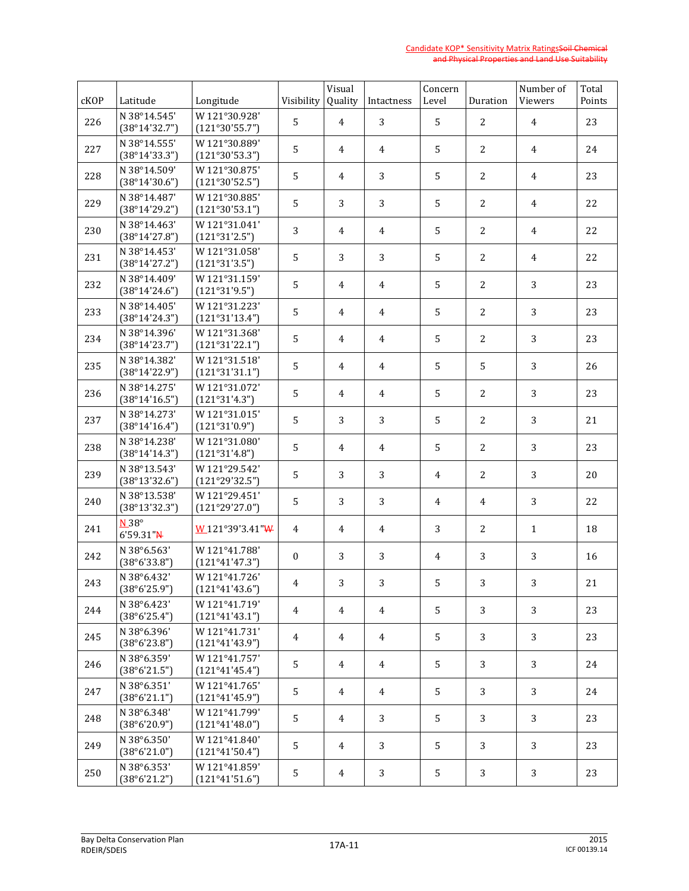| cKOP | Latitude | Longitude | Visibility | Visual Quality | Intactness | Concern Level | Duration | Number of Viewers | Total Points |
|---|---|---|---|---|---|---|---|---|---|
| 226 | N 38°14.545' (38°14'32.7") | W 121°30.928' (121°30'55.7") | 5 | 4 | 3 | 5 | 2 | 4 | 23 |
| 227 | N 38°14.555' (38°14'33.3") | W 121°30.889' (121°30'53.3") | 5 | 4 | 4 | 5 | 2 | 4 | 24 |
| 228 | N 38°14.509' (38°14'30.6") | W 121°30.875' (121°30'52.5") | 5 | 4 | 3 | 5 | 2 | 4 | 23 |
| 229 | N 38°14.487' (38°14'29.2") | W 121°30.885' (121°30'53.1") | 5 | 3 | 3 | 5 | 2 | 4 | 22 |
| 230 | N 38°14.463' (38°14'27.8") | W 121°31.041' (121°31'2.5") | 3 | 4 | 4 | 5 | 2 | 4 | 22 |
| 231 | N 38°14.453' (38°14'27.2") | W 121°31.058' (121°31'3.5") | 5 | 3 | 3 | 5 | 2 | 4 | 22 |
| 232 | N 38°14.409' (38°14'24.6") | W 121°31.159' (121°31'9.5") | 5 | 4 | 4 | 5 | 2 | 3 | 23 |
| 233 | N 38°14.405' (38°14'24.3") | W 121°31.223' (121°31'13.4") | 5 | 4 | 4 | 5 | 2 | 3 | 23 |
| 234 | N 38°14.396' (38°14'23.7") | W 121°31.368' (121°31'22.1") | 5 | 4 | 4 | 5 | 2 | 3 | 23 |
| 235 | N 38°14.382' (38°14'22.9") | W 121°31.518' (121°31'31.1") | 5 | 4 | 4 | 5 | 5 | 3 | 26 |
| 236 | N 38°14.275' (38°14'16.5") | W 121°31.072' (121°31'4.3") | 5 | 4 | 4 | 5 | 2 | 3 | 23 |
| 237 | N 38°14.273' (38°14'16.4") | W 121°31.015' (121°31'0.9") | 5 | 3 | 3 | 5 | 2 | 3 | 21 |
| 238 | N 38°14.238' (38°14'14.3") | W 121°31.080' (121°31'4.8") | 5 | 4 | 4 | 5 | 2 | 3 | 23 |
| 239 | N 38°13.543' (38°13'32.6") | W 121°29.542' (121°29'32.5") | 5 | 3 | 3 | 4 | 2 | 3 | 20 |
| 240 | N 38°13.538' (38°13'32.3") | W 121°29.451' (121°29'27.0") | 5 | 3 | 3 | 4 | 4 | 3 | 22 |
| 241 | N 38° 6'59.31" | W 121°39'3.41" | 4 | 4 | 4 | 3 | 2 | 1 | 18 |
| 242 | N 38°6.563' (38°6'33.8") | W 121°41.788' (121°41'47.3") | 0 | 3 | 3 | 4 | 3 | 3 | 16 |
| 243 | N 38°6.432' (38°6'25.9") | W 121°41.726' (121°41'43.6") | 4 | 3 | 3 | 5 | 3 | 3 | 21 |
| 244 | N 38°6.423' (38°6'25.4") | W 121°41.719' (121°41'43.1") | 4 | 4 | 4 | 5 | 3 | 3 | 23 |
| 245 | N 38°6.396' (38°6'23.8") | W 121°41.731' (121°41'43.9") | 4 | 4 | 4 | 5 | 3 | 3 | 23 |
| 246 | N 38°6.359' (38°6'21.5") | W 121°41.757' (121°41'45.4") | 5 | 4 | 4 | 5 | 3 | 3 | 24 |
| 247 | N 38°6.351' (38°6'21.1") | W 121°41.765' (121°41'45.9") | 5 | 4 | 4 | 5 | 3 | 3 | 24 |
| 248 | N 38°6.348' (38°6'20.9") | W 121°41.799' (121°41'48.0") | 5 | 4 | 3 | 5 | 3 | 3 | 23 |
| 249 | N 38°6.350' (38°6'21.0") | W 121°41.840' (121°41'50.4") | 5 | 4 | 3 | 5 | 3 | 3 | 23 |
| 250 | N 38°6.353' (38°6'21.2") | W 121°41.859' (121°41'51.6") | 5 | 4 | 3 | 5 | 3 | 3 | 23 |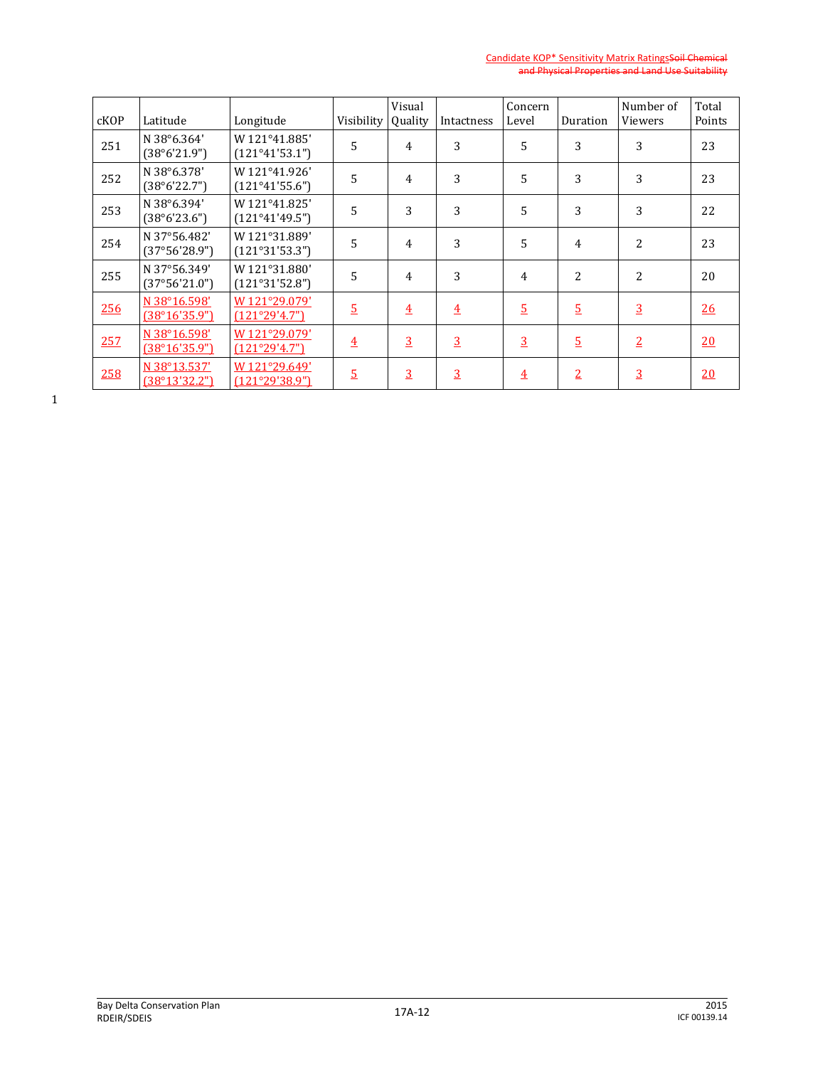| cKOP | Latitude | Longitude | Visibility | Visual Quality | Intactness | Concern Level | Duration | Number of Viewers | Total Points |
|---|---|---|---|---|---|---|---|---|---|
| 251 | N 38°6.364' (38°6'21.9") | W 121°41.885' (121°41'53.1") | 5 | 4 | 3 | 5 | 3 | 3 | 23 |
| 252 | N 38°6.378' (38°6'22.7") | W 121°41.926' (121°41'55.6") | 5 | 4 | 3 | 5 | 3 | 3 | 23 |
| 253 | N 38°6.394' (38°6'23.6") | W 121°41.825' (121°41'49.5") | 5 | 3 | 3 | 5 | 3 | 3 | 22 |
| 254 | N 37°56.482' (37°56'28.9") | W 121°31.889' (121°31'53.3") | 5 | 4 | 3 | 5 | 4 | 2 | 23 |
| 255 | N 37°56.349' (37°56'21.0") | W 121°31.880' (121°31'52.8") | 5 | 4 | 3 | 4 | 2 | 2 | 20 |
| 256 | N 38°16.598' (38°16'35.9") | W 121°29.079' (121°29'4.7") | 5 | 4 | 4 | 5 | 5 | 3 | 26 |
| 257 | N 38°16.598' (38°16'35.9") | W 121°29.079' (121°29'4.7") | 4 | 3 | 3 | 3 | 5 | 2 | 20 |
| 258 | N 38°13.537' (38°13'32.2") | W 121°29.649' (121°29'38.9") | 5 | 3 | 3 | 4 | 2 | 3 | 20 |